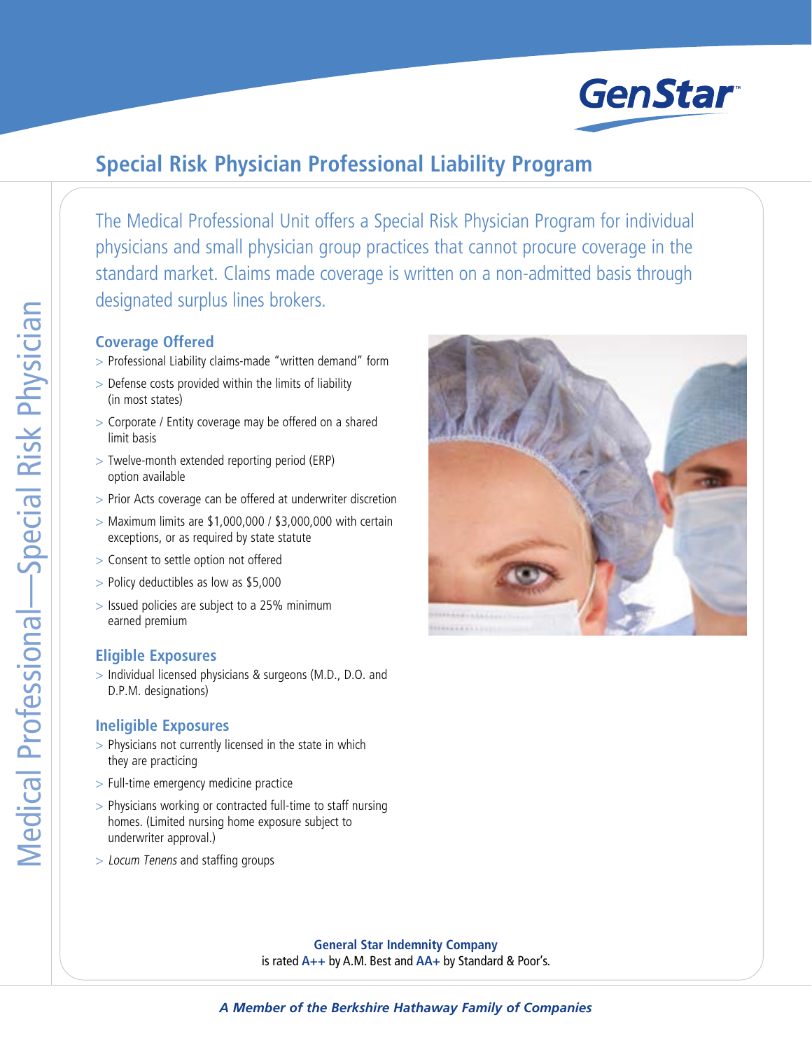# Special Risk Physician Professional Liability Program

The Medical Professional Unit offers a Special Risk Physician Program for individual physicians and small physician group practices that cannot procure coverage in the standard market. Claims made coverage is written on a non-admitted basis through designated surplus lines brokers.

## Coverage Offered

- Professional Liability claims-made "written demand" form
- Defense costs provided within the limits of liability (in most states)
- Corporate / Entity coverage may be offered on a shared limit basis
- Twelve-month extended reporting period (ERP) option available
- Prior Acts coverage can be offered at underwriter discretion
- Maximum limits are $1,000,000 / $3,000,000 with certain exceptions, or as required by state statute
- Consent to settle option not offered
- Policy deductibles as low as $5,000
- Issued policies are subject to a 25% minimum earned premium

## Eligible Exposures

- Individual licensed physicians & surgeons (M.D., D.O. and D.P.M. designations)

## Ineligible Exposures

- Physicians not currently licensed in the state in which they are practicing
- Full-time emergency medicine practice
- Physicians working or contracted full-time to staff nursing homes. (Limited nursing home exposure subject to underwriter approval.)
- *Locum Tenens* and staffing groups

**General Star Indemnity Company** is rated **A++** by A.M. Best and **AA+** by Standard & Poor's.

***A Member of the Berkshire Hathaway Family of Companies***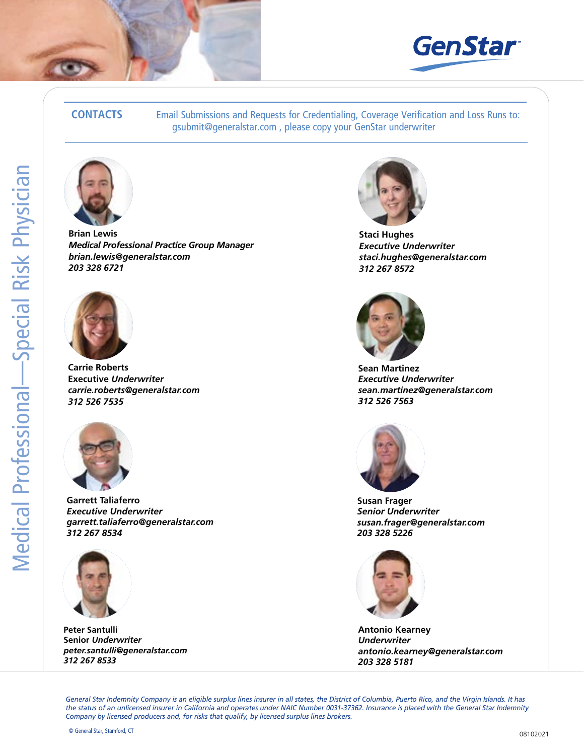**CONTACTS** Email Submissions and Requests for Credentialing, Coverage Verification and Loss Runs to: gsubmit@generalstar.com , please copy your GenStar underwriter

**Brian Lewis**
***Medical Professional Practice Group Manager***
***brian.lewis@generalstar.com***
***203 328 6721***

**Staci Hughes**
***Executive Underwriter***
***staci.hughes@generalstar.com***
***312 267 8572***

**Carrie Roberts**
**Executive *Underwriter***
***carrie.roberts@generalstar.com***
***312 526 7535***

**Sean Martinez**
***Executive Underwriter***
***sean.martinez@generalstar.com***
***312 526 7563***

**Garrett Taliaferro**
***Executive Underwriter***
***garrett.taliaferro@generalstar.com***
***312 267 8534***

**Susan Frager**
***Senior Underwriter***
***susan.frager@generalstar.com***
***203 328 5226***

**Peter Santulli**
**Senior *Underwriter***
***peter.santulli@generalstar.com***
***312 267 8533***

**Antonio Kearney**
***Underwriter***
***antonio.kearney@generalstar.com***
***203 328 5181***

*General Star Indemnity Company is an eligible surplus lines insurer in all states, the District of Columbia, Puerto Rico, and the Virgin Islands. It has the status of an unlicensed insurer in California and operates under NAIC Number 0031-37362. Insurance is placed with the General Star Indemnity Company by licensed producers and, for risks that qualify, by licensed surplus lines brokers.*

© General Star, Stamford, CT

08102021